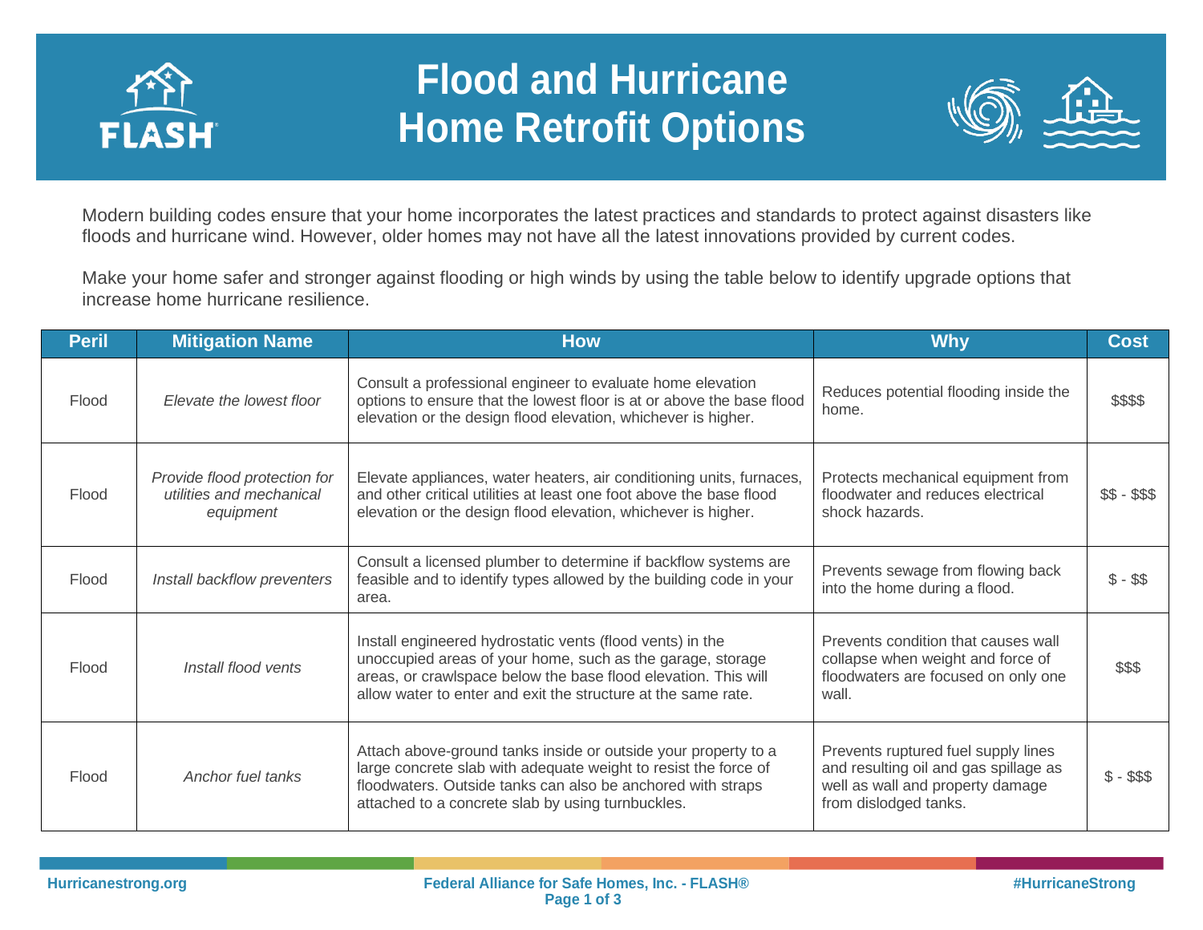# Flood and Hurricane Home Retrofit Options

Modern building codes ensure that your home incorporates the latest practices and standards to protect against disasters like floods and hurricane wind. However, older homes may not have all the latest innovations provided by current codes.

Make your home safer and stronger against flooding or high winds by using the table below to identify upgrade options that increase home hurricane resilience.

| Peril | Mitigation Name | How | Why | Cost |
|---|---|---|---|---|
| Flood | *Elevate the lowest floor* | Consult a professional engineer to evaluate home elevation options to ensure that the lowest floor is at or above the base flood elevation or the design flood elevation, whichever is higher. | Reduces potential flooding inside the home. | $$$$ |
| Flood | *Provide flood protection for utilities and mechanical equipment* | Elevate appliances, water heaters, air conditioning units, furnaces, and other critical utilities at least one foot above the base flood elevation or the design flood elevation, whichever is higher. | Protects mechanical equipment from floodwater and reduces electrical shock hazards. | $$ - $$$ |
| Flood | *Install backflow preventers* | Consult a licensed plumber to determine if backflow systems are feasible and to identify types allowed by the building code in your area. | Prevents sewage from flowing back into the home during a flood. | $ - $$ |
| Flood | *Install flood vents* | Install engineered hydrostatic vents (flood vents) in the unoccupied areas of your home, such as the garage, storage areas, or crawlspace below the base flood elevation. This will allow water to enter and exit the structure at the same rate. | Prevents condition that causes wall collapse when weight and force of floodwaters are focused on only one wall. | $$$ |
| Flood | *Anchor fuel tanks* | Attach above-ground tanks inside or outside your property to a large concrete slab with adequate weight to resist the force of floodwaters. Outside tanks can also be anchored with straps attached to a concrete slab by using turnbuckles. | Prevents ruptured fuel supply lines and resulting oil and gas spillage as well as wall and property damage from dislodged tanks. | $ - $$$ |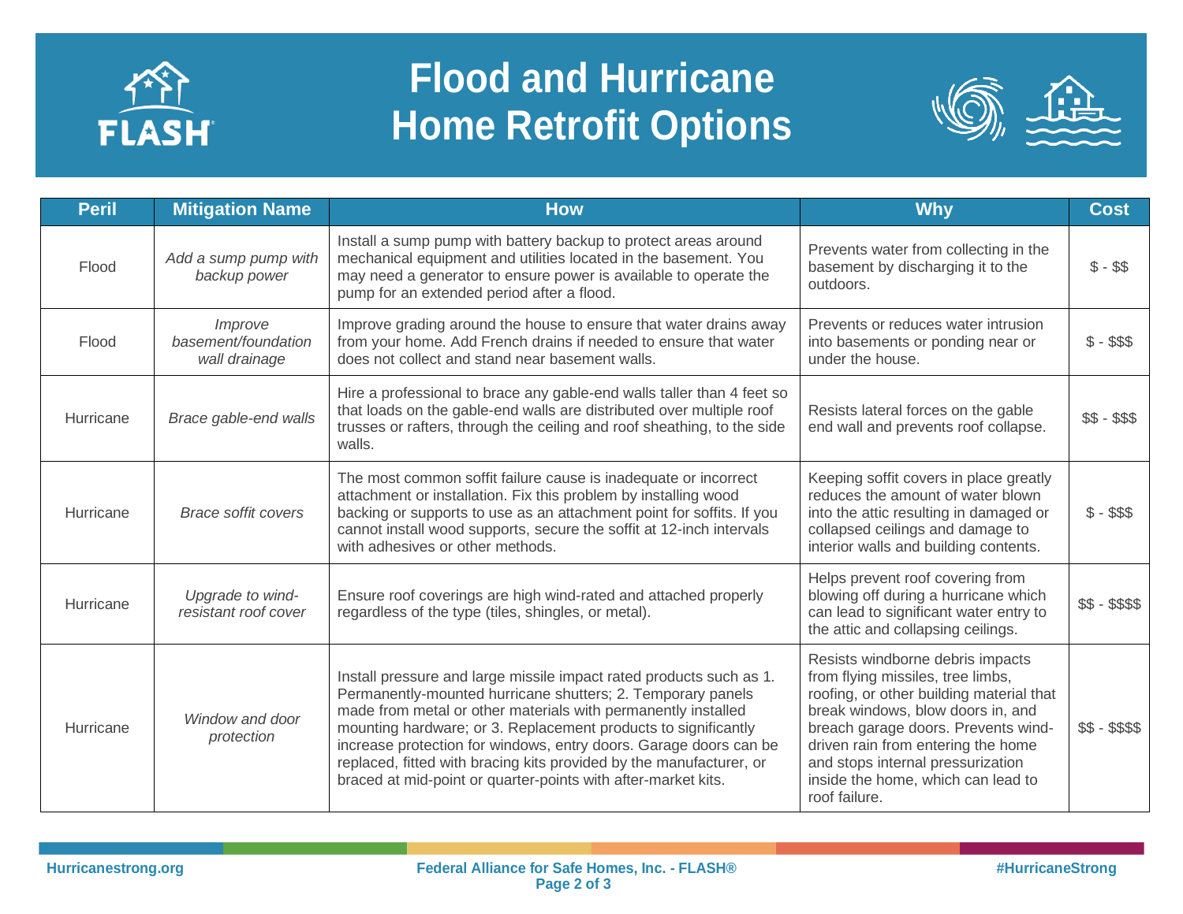# Flood and Hurricane Home Retrofit Options

| Peril | Mitigation Name | How | Why | Cost |
|---|---|---|---|---|
| Flood | *Add a sump pump with backup power* | Install a sump pump with battery backup to protect areas around mechanical equipment and utilities located in the basement. You may need a generator to ensure power is available to operate the pump for an extended period after a flood. | Prevents water from collecting in the basement by discharging it to the outdoors. | $ - $$ |
| Flood | *Improve basement/foundation wall drainage* | Improve grading around the house to ensure that water drains away from your home. Add French drains if needed to ensure that water does not collect and stand near basement walls. | Prevents or reduces water intrusion into basements or ponding near or under the house. | $ - $$$ |
| Hurricane | *Brace gable-end walls* | Hire a professional to brace any gable-end walls taller than 4 feet so that loads on the gable-end walls are distributed over multiple roof trusses or rafters, through the ceiling and roof sheathing, to the side walls. | Resists lateral forces on the gable end wall and prevents roof collapse. | $$ - $$$ |
| Hurricane | *Brace soffit covers* | The most common soffit failure cause is inadequate or incorrect attachment or installation. Fix this problem by installing wood backing or supports to use as an attachment point for soffits. If you cannot install wood supports, secure the soffit at 12-inch intervals with adhesives or other methods. | Keeping soffit covers in place greatly reduces the amount of water blown into the attic resulting in damaged or collapsed ceilings and damage to interior walls and building contents. | $ - $$$ |
| Hurricane | *Upgrade to wind-resistant roof cover* | Ensure roof coverings are high wind-rated and attached properly regardless of the type (tiles, shingles, or metal). | Helps prevent roof covering from blowing off during a hurricane which can lead to significant water entry to the attic and collapsing ceilings. | $$ - $$$$ |
| Hurricane | *Window and door protection* | Install pressure and large missile impact rated products such as 1. Permanently-mounted hurricane shutters; 2. Temporary panels made from metal or other materials with permanently installed mounting hardware; or 3. Replacement products to significantly increase protection for windows, entry doors. Garage doors can be replaced, fitted with bracing kits provided by the manufacturer, or braced at mid-point or quarter-points with after-market kits. | Resists windborne debris impacts from flying missiles, tree limbs, roofing, or other building material that break windows, blow doors in, and breach garage doors. Prevents wind-driven rain from entering the home and stops internal pressurization inside the home, which can lead to roof failure. | $$ - $$$$ |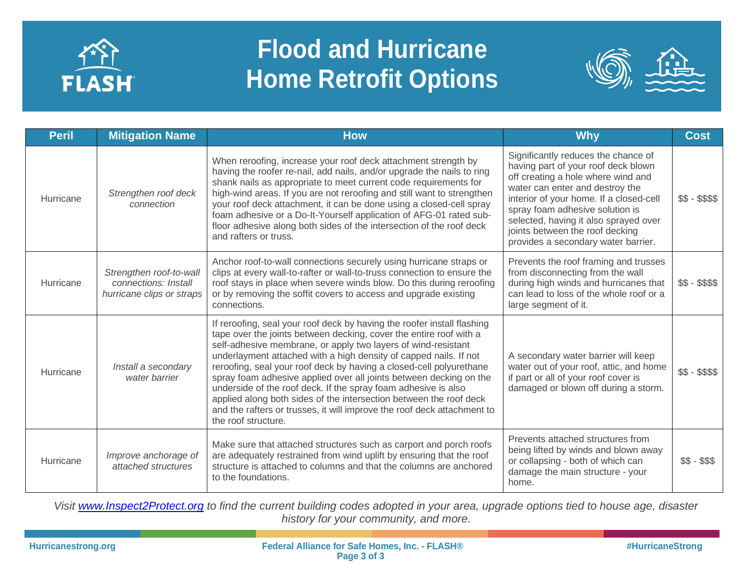# Flood and Hurricane Home Retrofit Options

| Peril | Mitigation Name | How | Why | Cost |
|---|---|---|---|---|
| Hurricane | *Strengthen roof deck connection* | When reroofing, increase your roof deck attachment strength by having the roofer re-nail, add nails, and/or upgrade the nails to ring shank nails as appropriate to meet current code requirements for high-wind areas. If you are not reroofing and still want to strengthen your roof deck attachment, it can be done using a closed-cell spray foam adhesive or a Do-It-Yourself application of AFG-01 rated sub-floor adhesive along both sides of the intersection of the roof deck and rafters or truss. | Significantly reduces the chance of having part of your roof deck blown off creating a hole where wind and water can enter and destroy the interior of your home. If a closed-cell spray foam adhesive solution is selected, having it also sprayed over joints between the roof decking provides a secondary water barrier. | $$ - $$$$ |
| Hurricane | *Strengthen roof-to-wall connections: Install hurricane clips or straps* | Anchor roof-to-wall connections securely using hurricane straps or clips at every wall-to-rafter or wall-to-truss connection to ensure the roof stays in place when severe winds blow. Do this during reroofing or by removing the soffit covers to access and upgrade existing connections. | Prevents the roof framing and trusses from disconnecting from the wall during high winds and hurricanes that can lead to loss of the whole roof or a large segment of it. | $$ - $$$$ |
| Hurricane | *Install a secondary water barrier* | If reroofing, seal your roof deck by having the roofer install flashing tape over the joints between decking, cover the entire roof with a self-adhesive membrane, or apply two layers of wind-resistant underlayment attached with a high density of capped nails. If not reroofing, seal your roof deck by having a closed-cell polyurethane spray foam adhesive applied over all joints between decking on the underside of the roof deck. If the spray foam adhesive is also applied along both sides of the intersection between the roof deck and the rafters or trusses, it will improve the roof deck attachment to the roof structure. | A secondary water barrier will keep water out of your roof, attic, and home if part or all of your roof cover is damaged or blown off during a storm. | $$ - $$$$ |
| Hurricane | *Improve anchorage of attached structures* | Make sure that attached structures such as carport and porch roofs are adequately restrained from wind uplift by ensuring that the roof structure is attached to columns and that the columns are anchored to the foundations. | Prevents attached structures from being lifted by winds and blown away or collapsing - both of which can damage the main structure - your home. | $$ - $$$ |

*Visit [www.Inspect2Protect.org](http://www.Inspect2Protect.org) to find the current building codes adopted in your area, upgrade options tied to house age, disaster history for your community, and more.*